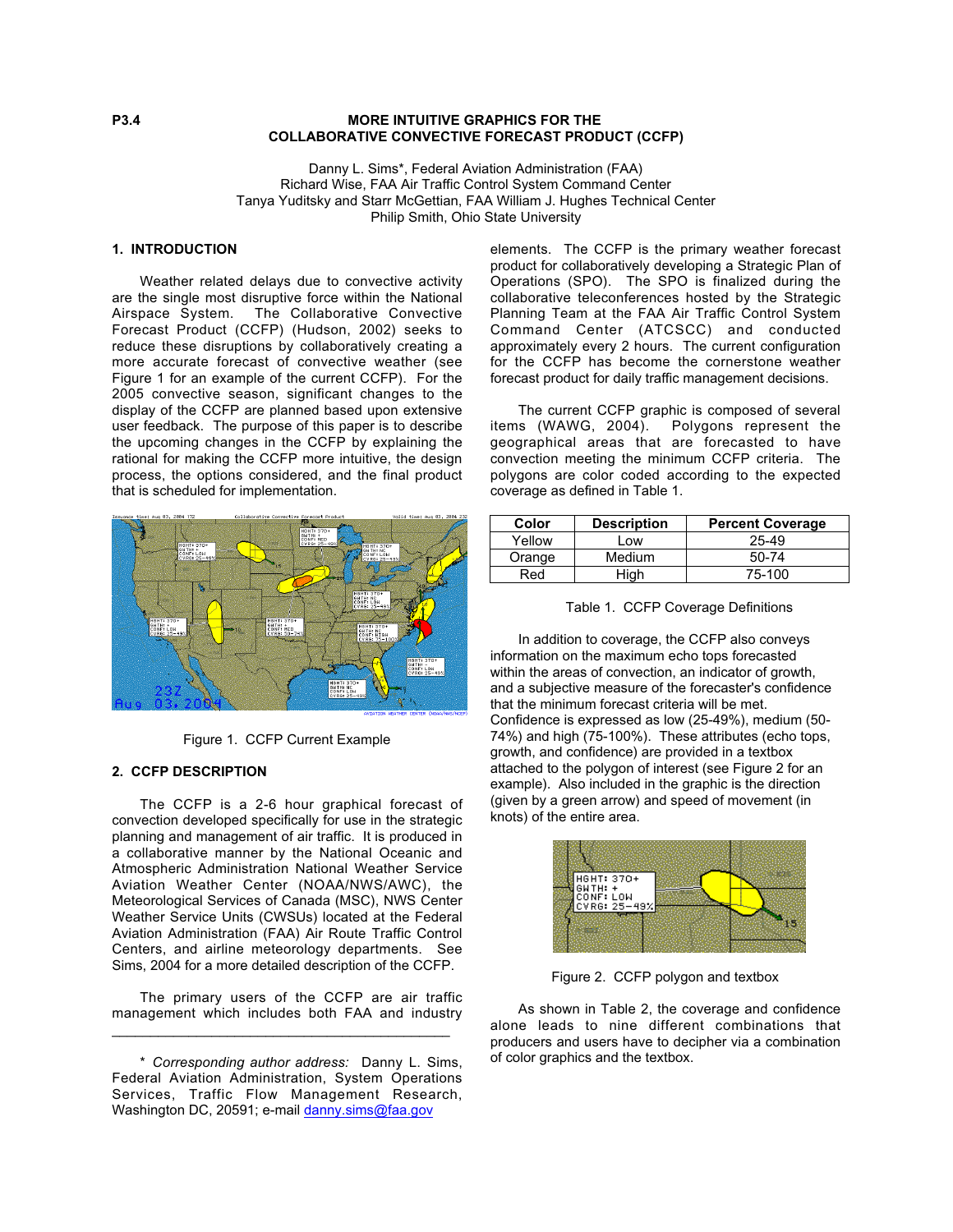P3.4

# MORE INTUITIVE GRAPHICS FOR THE COLLABORATIVE CONVECTIVE FORECAST PRODUCT (CCFP)

Danny L. Sims*, Federal Aviation Administration (FAA)
Richard Wise, FAA Air Traffic Control System Command Center
Tanya Yuditsky and Starr McGettian, FAA William J. Hughes Technical Center
Philip Smith, Ohio State University

## 1. INTRODUCTION

Weather related delays due to convective activity are the single most disruptive force within the National Airspace System. The Collaborative Convective Forecast Product (CCFP) (Hudson, 2002) seeks to reduce these disruptions by collaboratively creating a more accurate forecast of convective weather (see Figure 1 for an example of the current CCFP). For the 2005 convective season, significant changes to the display of the CCFP are planned based upon extensive user feedback. The purpose of this paper is to describe the upcoming changes in the CCFP by explaining the rational for making the CCFP more intuitive, the design process, the options considered, and the final product that is scheduled for implementation.

Figure 1. CCFP Current Example

## 2. CCFP DESCRIPTION

The CCFP is a 2-6 hour graphical forecast of convection developed specifically for use in the strategic planning and management of air traffic. It is produced in a collaborative manner by the National Oceanic and Atmospheric Administration National Weather Service Aviation Weather Center (NOAA/NWS/AWC), the Meteorological Services of Canada (MSC), NWS Center Weather Service Units (CWSUs) located at the Federal Aviation Administration (FAA) Air Route Traffic Control Centers, and airline meteorology departments. See Sims, 2004 for a more detailed description of the CCFP.

The primary users of the CCFP are air traffic management which includes both FAA and industry elements. The CCFP is the primary weather forecast product for collaboratively developing a Strategic Plan of Operations (SPO). The SPO is finalized during the collaborative teleconferences hosted by the Strategic Planning Team at the FAA Air Traffic Control System Command Center (ATCSCC) and conducted approximately every 2 hours. The current configuration for the CCFP has become the cornerstone weather forecast product for daily traffic management decisions.

The current CCFP graphic is composed of several items (WAWG, 2004). Polygons represent the geographical areas that are forecasted to have convection meeting the minimum CCFP criteria. The polygons are color coded according to the expected coverage as defined in Table 1.

| Color | Description | Percent Coverage |
|---|---|---|
| Yellow | Low | 25-49 |
| Orange | Medium | 50-74 |
| Red | High | 75-100 |

Table 1. CCFP Coverage Definitions

In addition to coverage, the CCFP also conveys information on the maximum echo tops forecasted within the areas of convection, an indicator of growth, and a subjective measure of the forecaster's confidence that the minimum forecast criteria will be met. Confidence is expressed as low (25-49%), medium (50-74%) and high (75-100%). These attributes (echo tops, growth, and confidence) are provided in a textbox attached to the polygon of interest (see Figure 2 for an example). Also included in the graphic is the direction (given by a green arrow) and speed of movement (in knots) of the entire area.

Figure 2. CCFP polygon and textbox

As shown in Table 2, the coverage and confidence alone leads to nine different combinations that producers and users have to decipher via a combination of color graphics and the textbox.

---

* *Corresponding author address:* Danny L. Sims, Federal Aviation Administration, System Operations Services, Traffic Flow Management Research, Washington DC, 20591; e-mail danny.sims@faa.gov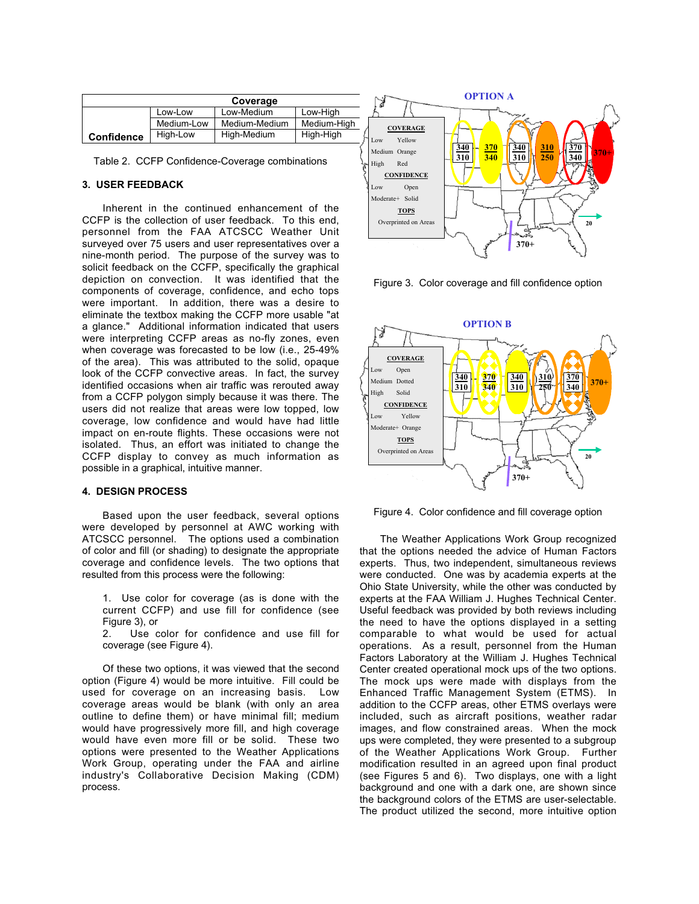| | Coverage | | |
|---|---|---|---|
| | Low-Low | Low-Medium | Low-High |
| | Medium-Low | Medium-Medium | Medium-High |
| **Confidence** | High-Low | High-Medium | High-High |

Table 2. CCFP Confidence-Coverage combinations

## 3. USER FEEDBACK

Inherent in the continued enhancement of the CCFP is the collection of user feedback. To this end, personnel from the FAA ATCSCC Weather Unit surveyed over 75 users and user representatives over a nine-month period. The purpose of the survey was to solicit feedback on the CCFP, specifically the graphical depiction on convection. It was identified that the components of coverage, confidence, and echo tops were important. In addition, there was a desire to eliminate the textbox making the CCFP more usable "at a glance." Additional information indicated that users were interpreting CCFP areas as no-fly zones, even when coverage was forecasted to be low (i.e., 25-49% of the area). This was attributed to the solid, opaque look of the CCFP convective areas. In fact, the survey identified occasions when air traffic was rerouted away from a CCFP polygon simply because it was there. The users did not realize that areas were low topped, low coverage, low confidence and would have had little impact on en-route flights. These occasions were not isolated. Thus, an effort was initiated to change the CCFP display to convey as much information as possible in a graphical, intuitive manner.

## 4. DESIGN PROCESS

Based upon the user feedback, several options were developed by personnel at AWC working with ATCSCC personnel. The options used a combination of color and fill (or shading) to designate the appropriate coverage and confidence levels. The two options that resulted from this process were the following:

1. Use color for coverage (as is done with the current CCFP) and use fill for confidence (see Figure 3), or
2. Use color for confidence and use fill for coverage (see Figure 4).

Of these two options, it was viewed that the second option (Figure 4) would be more intuitive. Fill could be used for coverage on an increasing basis. Low coverage areas would be blank (with only an area outline to define them) or have minimal fill; medium would have progressively more fill, and high coverage would have even more fill or be solid. These two options were presented to the Weather Applications Work Group, operating under the FAA and airline industry's Collaborative Decision Making (CDM) process.

Figure 3. Color coverage and fill confidence option

Figure 4. Color confidence and fill coverage option

The Weather Applications Work Group recognized that the options needed the advice of Human Factors experts. Thus, two independent, simultaneous reviews were conducted. One was by academia experts at the Ohio State University, while the other was conducted by experts at the FAA William J. Hughes Technical Center. Useful feedback was provided by both reviews including the need to have the options displayed in a setting comparable to what would be used for actual operations. As a result, personnel from the Human Factors Laboratory at the William J. Hughes Technical Center created operational mock ups of the two options. The mock ups were made with displays from the Enhanced Traffic Management System (ETMS). In addition to the CCFP areas, other ETMS overlays were included, such as aircraft positions, weather radar images, and flow constrained areas. When the mock ups were completed, they were presented to a subgroup of the Weather Applications Work Group. Further modification resulted in an agreed upon final product (see Figures 5 and 6). Two displays, one with a light background and one with a dark one, are shown since the background colors of the ETMS are user-selectable. The product utilized the second, more intuitive option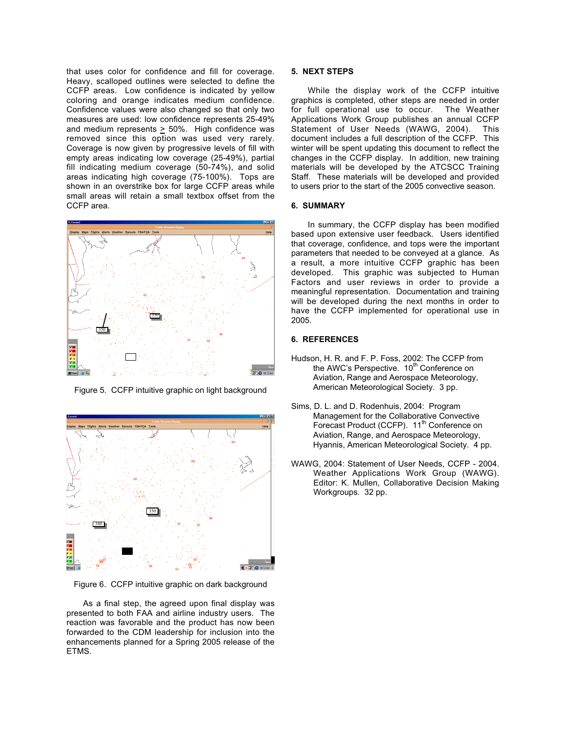that uses color for confidence and fill for coverage. Heavy, scalloped outlines were selected to define the CCFP areas. Low confidence is indicated by yellow coloring and orange indicates medium confidence. Confidence values were also changed so that only two measures are used: low confidence represents 25-49% and medium represents ≥ 50%. High confidence was removed since this option was used very rarely. Coverage is now given by progressive levels of fill with empty areas indicating low coverage (25-49%), partial fill indicating medium coverage (50-74%), and solid areas indicating high coverage (75-100%). Tops are shown in an overstrike box for large CCFP areas while small areas will retain a small textbox offset from the CCFP area.

Figure 5. CCFP intuitive graphic on light background

Figure 6. CCFP intuitive graphic on dark background

As a final step, the agreed upon final display was presented to both FAA and airline industry users. The reaction was favorable and the product has now been forwarded to the CDM leadership for inclusion into the enhancements planned for a Spring 2005 release of the ETMS.

## 5. NEXT STEPS

While the display work of the CCFP intuitive graphics is completed, other steps are needed in order for full operational use to occur. The Weather Applications Work Group publishes an annual CCFP Statement of User Needs (WAWG, 2004). This document includes a full description of the CCFP. This winter will be spent updating this document to reflect the changes in the CCFP display. In addition, new training materials will be developed by the ATCSCC Training Staff. These materials will be developed and provided to users prior to the start of the 2005 convective season.

## 6. SUMMARY

In summary, the CCFP display has been modified based upon extensive user feedback. Users identified that coverage, confidence, and tops were the important parameters that needed to be conveyed at a glance. As a result, a more intuitive CCFP graphic has been developed. This graphic was subjected to Human Factors and user reviews in order to provide a meaningful representation. Documentation and training will be developed during the next months in order to have the CCFP implemented for operational use in 2005.

## 6. REFERENCES

Hudson, H. R. and F. P. Foss, 2002: The CCFP from the AWC's Perspective. 10th Conference on Aviation, Range and Aerospace Meteorology, American Meteorological Society. 3 pp.

Sims, D. L. and D. Rodenhuis, 2004: Program Management for the Collaborative Convective Forecast Product (CCFP). 11th Conference on Aviation, Range, and Aerospace Meteorology, Hyannis, American Meteorological Society. 4 pp.

WAWG, 2004: Statement of User Needs, CCFP - 2004. Weather Applications Work Group (WAWG). Editor: K. Mullen, Collaborative Decision Making Workgroups. 32 pp.